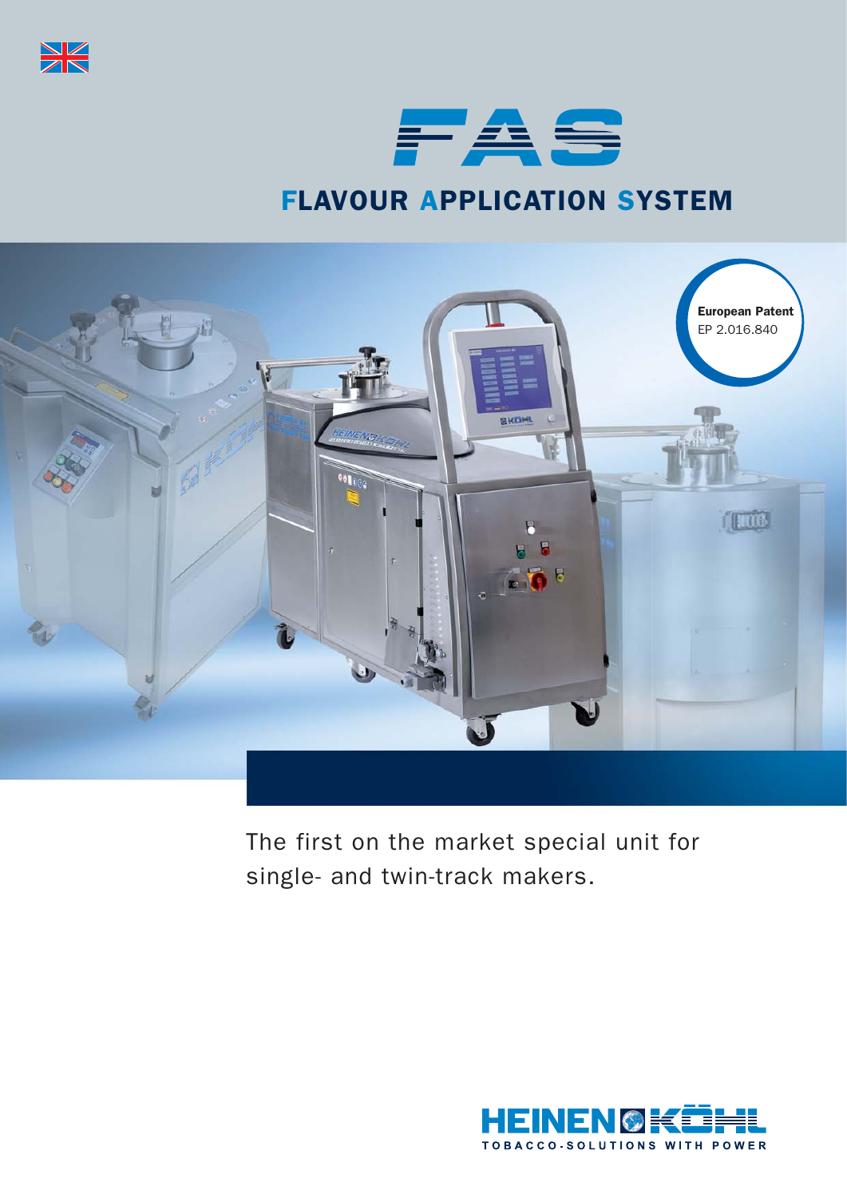# FAS

## FLAVOUR APPLICATION SYSTEM

**European Patent**
EP 2.016.840

The first on the market special unit for single- and twin-track makers.

HEINEN KÖHL
TOBACCO-SOLUTIONS WITH POWER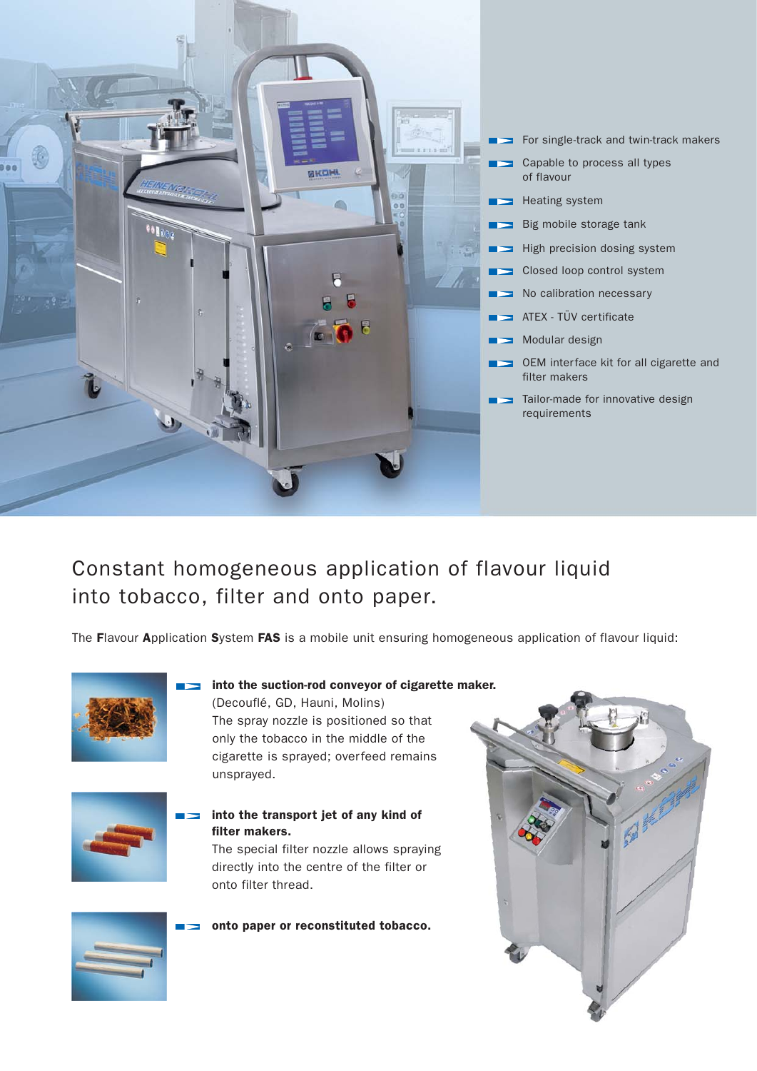- For single-track and twin-track makers
- Capable to process all types of flavour
- Heating system
- Big mobile storage tank
- High precision dosing system
- Closed loop control system
- No calibration necessary
- ATEX - TÜV certificate
- Modular design
- OEM interface kit for all cigarette and filter makers
- Tailor-made for innovative design requirements

# Constant homogeneous application of flavour liquid into tobacco, filter and onto paper.

The **F**lavour **A**pplication **S**ystem **FAS** is a mobile unit ensuring homogeneous application of flavour liquid:

- **into the suction-rod conveyor of cigarette maker.**
  (Decouflé, GD, Hauni, Molins)
  The spray nozzle is positioned so that only the tobacco in the middle of the cigarette is sprayed; overfeed remains unsprayed.

- **into the transport jet of any kind of filter makers.**
  The special filter nozzle allows spraying directly into the centre of the filter or onto filter thread.

- **onto paper or reconstituted tobacco.**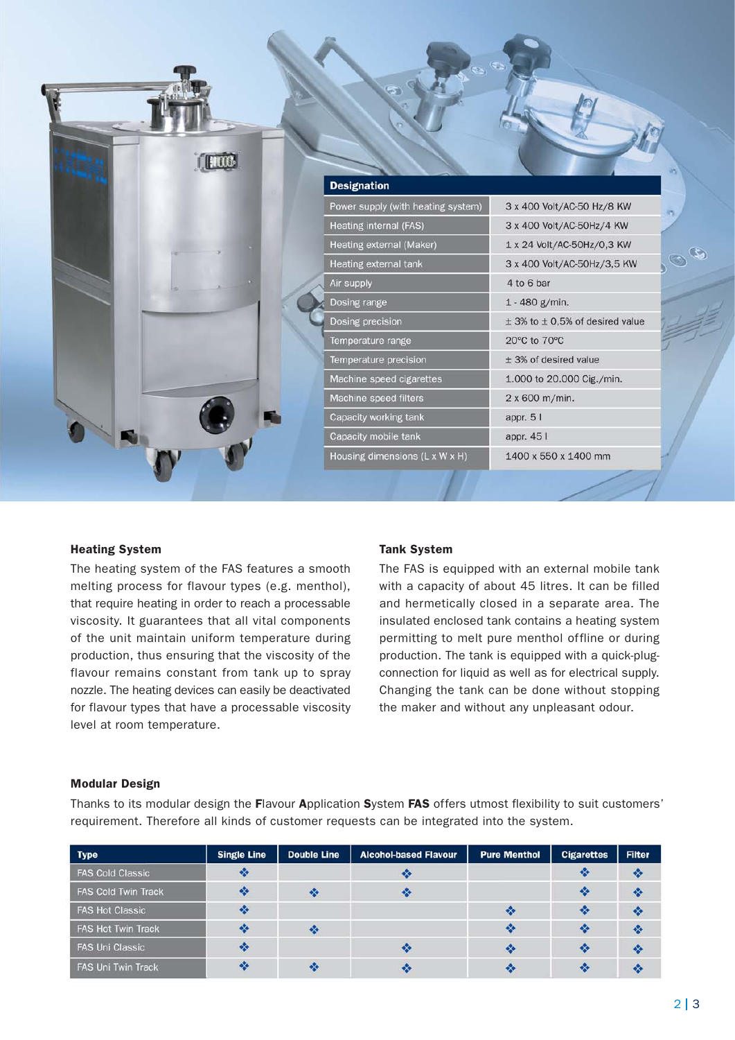| Designation | |
|---|---|
| Power supply (with heating system) | 3 x 400 Volt/AC-50 Hz/8 KW |
| Heating internal (FAS) | 3 x 400 Volt/AC-50Hz/4 KW |
| Heating external (Maker) | 1 x 24 Volt/AC-50Hz/0,3 KW |
| Heating external tank | 3 x 400 Volt/AC-50Hz/3,5 KW |
| Air supply | 4 to 6 bar |
| Dosing range | 1 - 480 g/min. |
| Dosing precision | ± 3% to ± 0,5% of desired value |
| Temperature range | 20°C to 70°C |
| Temperature precision | ± 3% of desired value |
| Machine speed cigarettes | 1.000 to 20.000 Cig./min. |
| Machine speed filters | 2 x 600 m/min. |
| Capacity working tank | appr. 5 l |
| Capacity mobile tank | appr. 45 l |
| Housing dimensions (L x W x H) | 1400 x 550 x 1400 mm |

### Heating System

The heating system of the FAS features a smooth melting process for flavour types (e.g. menthol), that require heating in order to reach a processable viscosity. It guarantees that all vital components of the unit maintain uniform temperature during production, thus ensuring that the viscosity of the flavour remains constant from tank up to spray nozzle. The heating devices can easily be deactivated for flavour types that have a processable viscosity level at room temperature.

### Tank System

The FAS is equipped with an external mobile tank with a capacity of about 45 litres. It can be filled and hermetically closed in a separate area. The insulated enclosed tank contains a heating system permitting to melt pure menthol offline or during production. The tank is equipped with a quick-plug-connection for liquid as well as for electrical supply. Changing the tank can be done without stopping the maker and without any unpleasant odour.

### Modular Design

Thanks to its modular design the **F**lavour **A**pplication **S**ystem **FAS** offers utmost flexibility to suit customers' requirement. Therefore all kinds of customer requests can be integrated into the system.

| Type | Single Line | Double Line | Alcohol-based Flavour | Pure Menthol | Cigarettes | Filter |
|---|---|---|---|---|---|---|
| FAS Cold Classic | ❖ | | ❖ | | ❖ | ❖ |
| FAS Cold Twin Track | ❖ | ❖ | ❖ | | ❖ | ❖ |
| FAS Hot Classic | ❖ | | | ❖ | ❖ | ❖ |
| FAS Hot Twin Track | ❖ | ❖ | | ❖ | ❖ | ❖ |
| FAS Uni Classic | ❖ | | ❖ | ❖ | ❖ | ❖ |
| FAS Uni Twin Track | ❖ | ❖ | ❖ | ❖ | ❖ | ❖ |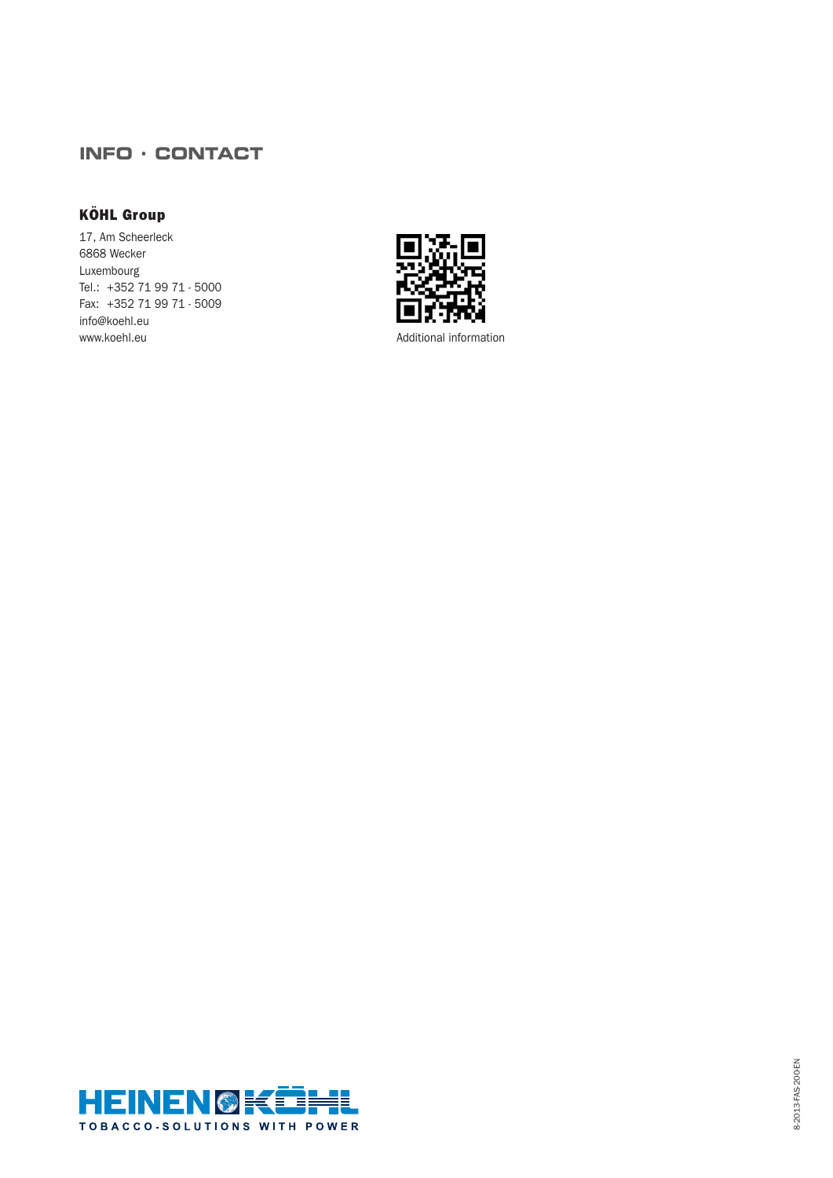# INFO · CONTACT

## KÖHL Group

17, Am Scheerleck
6868 Wecker
Luxembourg
Tel.: +352 71 99 71 - 5000
Fax: +352 71 99 71 - 5009
info@koehl.eu
www.koehl.eu

Additional information

HEINEN KÖHL
TOBACCO-SOLUTIONS WITH POWER

8-2013-FAS-200-EN